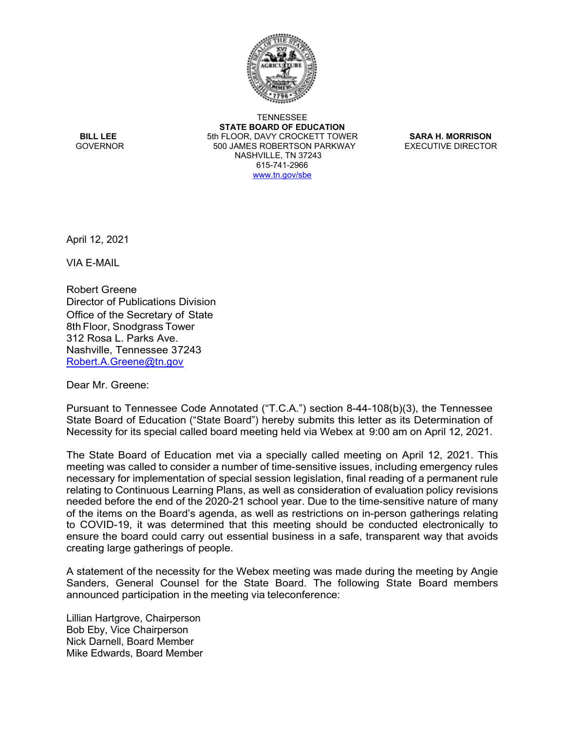TENNESSEE
**STATE BOARD OF EDUCATION**
5th FLOOR, DAVY CROCKETT TOWER
500 JAMES ROBERTSON PARKWAY
NASHVILLE, TN 37243
615-741-2966
www.tn.gov/sbe

**BILL LEE**
GOVERNOR

**SARA H. MORRISON**
EXECUTIVE DIRECTOR

April 12, 2021

VIA E-MAIL

Robert Greene
Director of Publications Division
Office of the Secretary of State
8th Floor, Snodgrass Tower
312 Rosa L. Parks Ave.
Nashville, Tennessee 37243
Robert.A.Greene@tn.gov

Dear Mr. Greene:

Pursuant to Tennessee Code Annotated ("T.C.A.") section 8-44-108(b)(3), the Tennessee State Board of Education ("State Board") hereby submits this letter as its Determination of Necessity for its special called board meeting held via Webex at 9:00 am on April 12, 2021.

The State Board of Education met via a specially called meeting on April 12, 2021. This meeting was called to consider a number of time-sensitive issues, including emergency rules necessary for implementation of special session legislation, final reading of a permanent rule relating to Continuous Learning Plans, as well as consideration of evaluation policy revisions needed before the end of the 2020-21 school year. Due to the time-sensitive nature of many of the items on the Board's agenda, as well as restrictions on in-person gatherings relating to COVID-19, it was determined that this meeting should be conducted electronically to ensure the board could carry out essential business in a safe, transparent way that avoids creating large gatherings of people.

A statement of the necessity for the Webex meeting was made during the meeting by Angie Sanders, General Counsel for the State Board. The following State Board members announced participation in the meeting via teleconference:

Lillian Hartgrove, Chairperson
Bob Eby, Vice Chairperson
Nick Darnell, Board Member
Mike Edwards, Board Member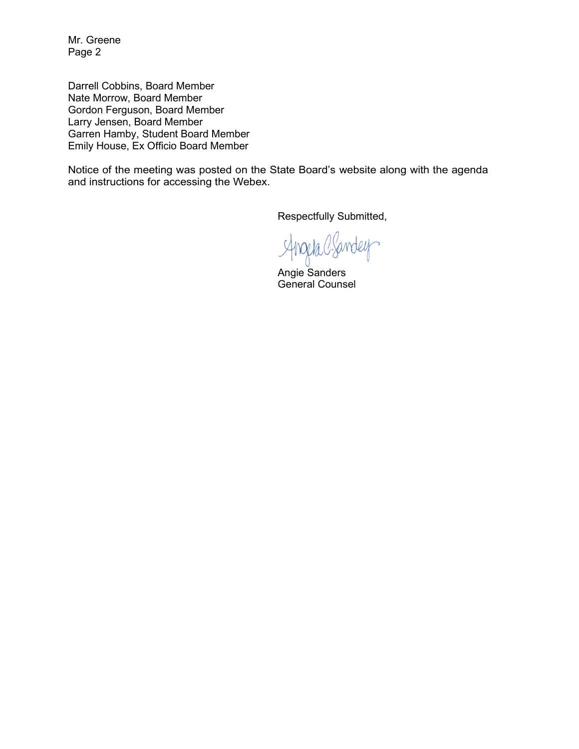Darrell Cobbins, Board Member
Nate Morrow, Board Member
Gordon Ferguson, Board Member
Larry Jensen, Board Member
Garren Hamby, Student Board Member
Emily House, Ex Officio Board Member

Notice of the meeting was posted on the State Board's website along with the agenda and instructions for accessing the Webex.

Respectfully Submitted,

Angie Sanders
General Counsel